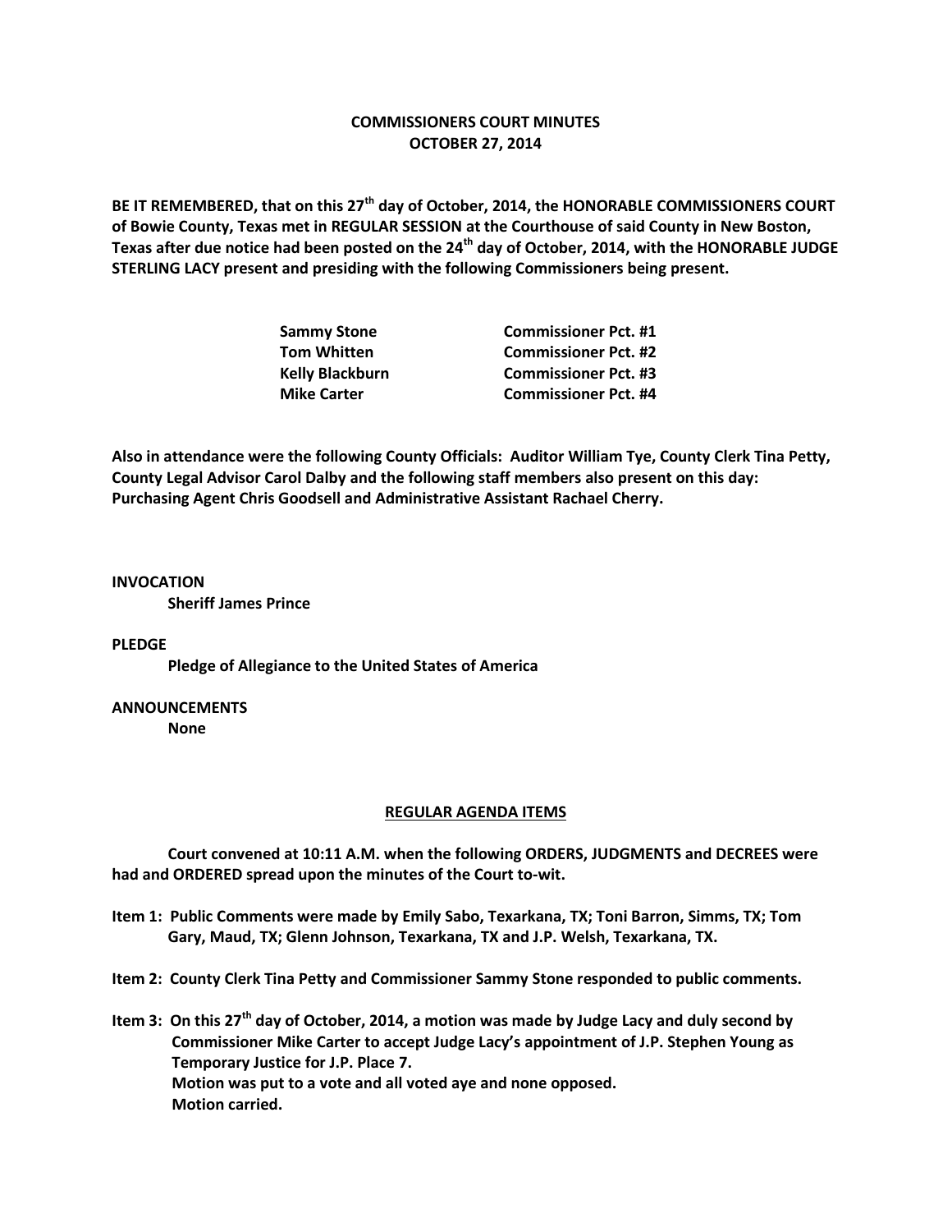# COMMISSIONERS COURT MINUTES
## OCTOBER 27, 2014

**BE IT REMEMBERED, that on this 27th day of October, 2014, the HONORABLE COMMISSIONERS COURT of Bowie County, Texas met in REGULAR SESSION at the Courthouse of said County in New Boston, Texas after due notice had been posted on the 24th day of October, 2014, with the HONORABLE JUDGE STERLING LACY present and presiding with the following Commissioners being present.**

| | |
|---|---|
| **Sammy Stone** | **Commissioner Pct. #1** |
| **Tom Whitten** | **Commissioner Pct. #2** |
| **Kelly Blackburn** | **Commissioner Pct. #3** |
| **Mike Carter** | **Commissioner Pct. #4** |

**Also in attendance were the following County Officials: Auditor William Tye, County Clerk Tina Petty, County Legal Advisor Carol Dalby and the following staff members also present on this day: Purchasing Agent Chris Goodsell and Administrative Assistant Rachael Cherry.**

**INVOCATION**

**Sheriff James Prince**

**PLEDGE**

**Pledge of Allegiance to the United States of America**

**ANNOUNCEMENTS**

**None**

**REGULAR AGENDA ITEMS**

**Court convened at 10:11 A.M. when the following ORDERS, JUDGMENTS and DECREES were had and ORDERED spread upon the minutes of the Court to-wit.**

**Item 1: Public Comments were made by Emily Sabo, Texarkana, TX; Toni Barron, Simms, TX; Tom Gary, Maud, TX; Glenn Johnson, Texarkana, TX and J.P. Welsh, Texarkana, TX.**

**Item 2: County Clerk Tina Petty and Commissioner Sammy Stone responded to public comments.**

**Item 3: On this 27th day of October, 2014, a motion was made by Judge Lacy and duly second by Commissioner Mike Carter to accept Judge Lacy's appointment of J.P. Stephen Young as Temporary Justice for J.P. Place 7.
Motion was put to a vote and all voted aye and none opposed.
Motion carried.**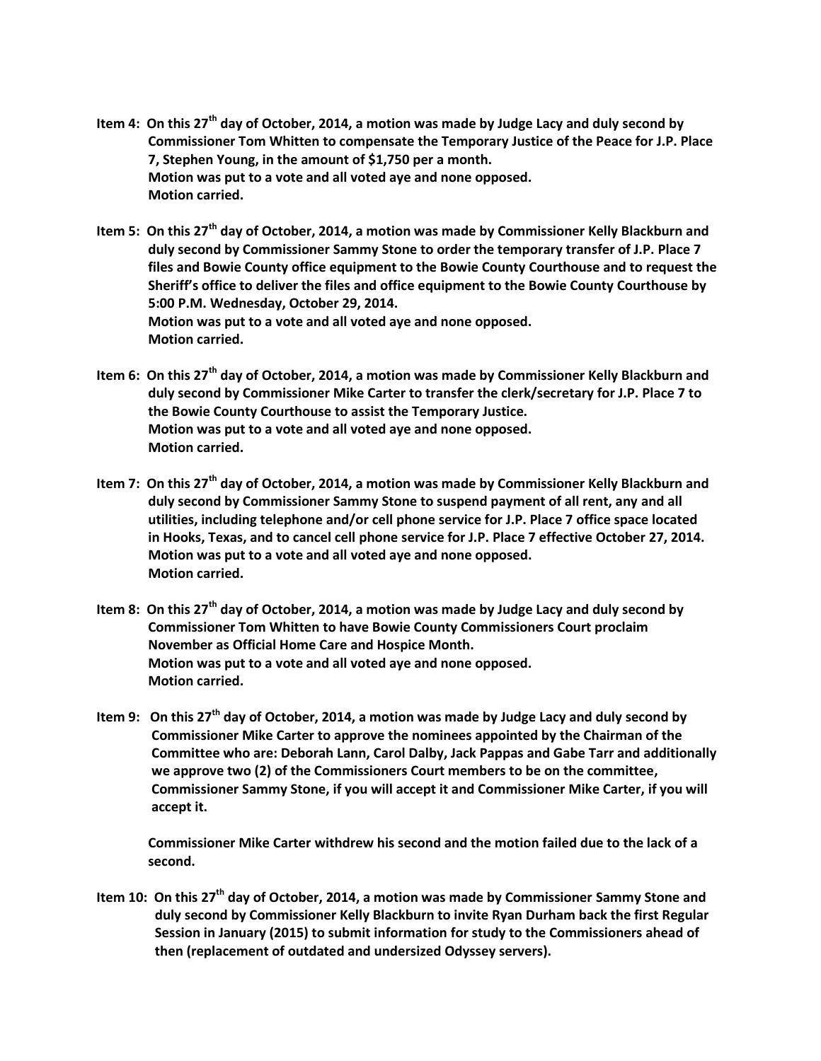**Item 4: On this 27th day of October, 2014, a motion was made by Judge Lacy and duly second by Commissioner Tom Whitten to compensate the Temporary Justice of the Peace for J.P. Place 7, Stephen Young, in the amount of $1,750 per a month.**
**Motion was put to a vote and all voted aye and none opposed.**
**Motion carried.**

**Item 5: On this 27th day of October, 2014, a motion was made by Commissioner Kelly Blackburn and duly second by Commissioner Sammy Stone to order the temporary transfer of J.P. Place 7 files and Bowie County office equipment to the Bowie County Courthouse and to request the Sheriff's office to deliver the files and office equipment to the Bowie County Courthouse by 5:00 P.M. Wednesday, October 29, 2014.**
**Motion was put to a vote and all voted aye and none opposed.**
**Motion carried.**

**Item 6: On this 27th day of October, 2014, a motion was made by Commissioner Kelly Blackburn and duly second by Commissioner Mike Carter to transfer the clerk/secretary for J.P. Place 7 to the Bowie County Courthouse to assist the Temporary Justice.**
**Motion was put to a vote and all voted aye and none opposed.**
**Motion carried.**

**Item 7: On this 27th day of October, 2014, a motion was made by Commissioner Kelly Blackburn and duly second by Commissioner Sammy Stone to suspend payment of all rent, any and all utilities, including telephone and/or cell phone service for J.P. Place 7 office space located in Hooks, Texas, and to cancel cell phone service for J.P. Place 7 effective October 27, 2014.**
**Motion was put to a vote and all voted aye and none opposed.**
**Motion carried.**

**Item 8: On this 27th day of October, 2014, a motion was made by Judge Lacy and duly second by Commissioner Tom Whitten to have Bowie County Commissioners Court proclaim November as Official Home Care and Hospice Month.**
**Motion was put to a vote and all voted aye and none opposed.**
**Motion carried.**

**Item 9: On this 27th day of October, 2014, a motion was made by Judge Lacy and duly second by Commissioner Mike Carter to approve the nominees appointed by the Chairman of the Committee who are: Deborah Lann, Carol Dalby, Jack Pappas and Gabe Tarr and additionally we approve two (2) of the Commissioners Court members to be on the committee, Commissioner Sammy Stone, if you will accept it and Commissioner Mike Carter, if you will accept it.**

**Commissioner Mike Carter withdrew his second and the motion failed due to the lack of a second.**

**Item 10: On this 27th day of October, 2014, a motion was made by Commissioner Sammy Stone and duly second by Commissioner Kelly Blackburn to invite Ryan Durham back the first Regular Session in January (2015) to submit information for study to the Commissioners ahead of then (replacement of outdated and undersized Odyssey servers).**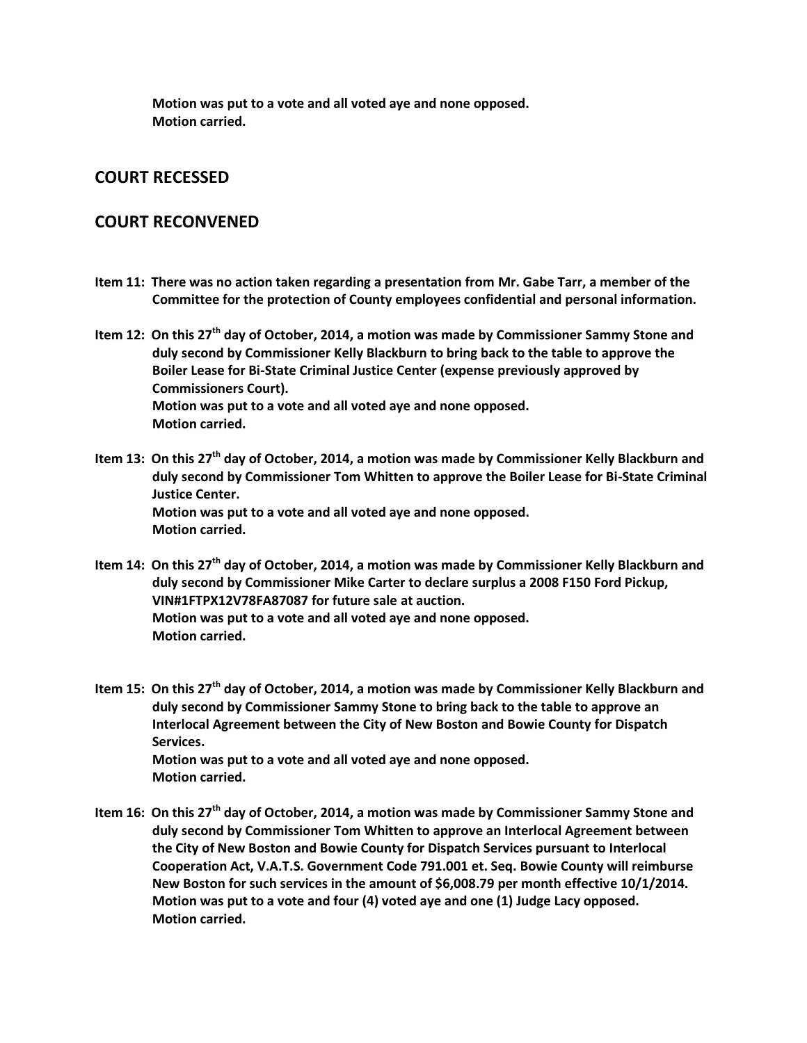**Motion was put to a vote and all voted aye and none opposed.**
**Motion carried.**

## COURT RECESSED

## COURT RECONVENED

**Item 11: There was no action taken regarding a presentation from Mr. Gabe Tarr, a member of the Committee for the protection of County employees confidential and personal information.**

**Item 12: On this 27th day of October, 2014, a motion was made by Commissioner Sammy Stone and duly second by Commissioner Kelly Blackburn to bring back to the table to approve the Boiler Lease for Bi-State Criminal Justice Center (expense previously approved by Commissioners Court).**
**Motion was put to a vote and all voted aye and none opposed.**
**Motion carried.**

**Item 13: On this 27th day of October, 2014, a motion was made by Commissioner Kelly Blackburn and duly second by Commissioner Tom Whitten to approve the Boiler Lease for Bi-State Criminal Justice Center.**
**Motion was put to a vote and all voted aye and none opposed.**
**Motion carried.**

**Item 14: On this 27th day of October, 2014, a motion was made by Commissioner Kelly Blackburn and duly second by Commissioner Mike Carter to declare surplus a 2008 F150 Ford Pickup, VIN#1FTPX12V78FA87087 for future sale at auction.**
**Motion was put to a vote and all voted aye and none opposed.**
**Motion carried.**

**Item 15: On this 27th day of October, 2014, a motion was made by Commissioner Kelly Blackburn and duly second by Commissioner Sammy Stone to bring back to the table to approve an Interlocal Agreement between the City of New Boston and Bowie County for Dispatch Services.**
**Motion was put to a vote and all voted aye and none opposed.**
**Motion carried.**

**Item 16: On this 27th day of October, 2014, a motion was made by Commissioner Sammy Stone and duly second by Commissioner Tom Whitten to approve an Interlocal Agreement between the City of New Boston and Bowie County for Dispatch Services pursuant to Interlocal Cooperation Act, V.A.T.S. Government Code 791.001 et. Seq. Bowie County will reimburse New Boston for such services in the amount of $6,008.79 per month effective 10/1/2014.**
**Motion was put to a vote and four (4) voted aye and one (1) Judge Lacy opposed.**
**Motion carried.**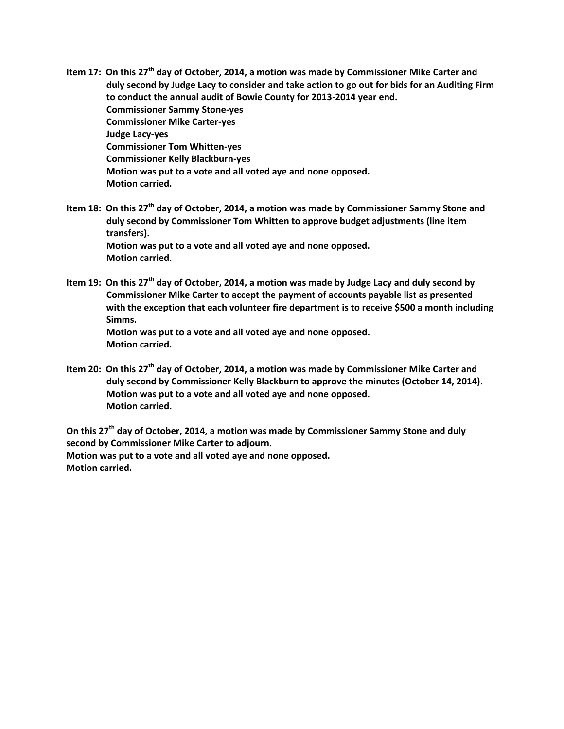**Item 17: On this 27th day of October, 2014, a motion was made by Commissioner Mike Carter and duly second by Judge Lacy to consider and take action to go out for bids for an Auditing Firm to conduct the annual audit of Bowie County for 2013-2014 year end.**
**Commissioner Sammy Stone-yes**
**Commissioner Mike Carter-yes**
**Judge Lacy-yes**
**Commissioner Tom Whitten-yes**
**Commissioner Kelly Blackburn-yes**
**Motion was put to a vote and all voted aye and none opposed.**
**Motion carried.**

**Item 18: On this 27th day of October, 2014, a motion was made by Commissioner Sammy Stone and duly second by Commissioner Tom Whitten to approve budget adjustments (line item transfers).**
**Motion was put to a vote and all voted aye and none opposed.**
**Motion carried.**

**Item 19: On this 27th day of October, 2014, a motion was made by Judge Lacy and duly second by Commissioner Mike Carter to accept the payment of accounts payable list as presented with the exception that each volunteer fire department is to receive $500 a month including Simms.**
**Motion was put to a vote and all voted aye and none opposed.**
**Motion carried.**

**Item 20: On this 27th day of October, 2014, a motion was made by Commissioner Mike Carter and duly second by Commissioner Kelly Blackburn to approve the minutes (October 14, 2014).**
**Motion was put to a vote and all voted aye and none opposed.**
**Motion carried.**

**On this 27th day of October, 2014, a motion was made by Commissioner Sammy Stone and duly second by Commissioner Mike Carter to adjourn.**
**Motion was put to a vote and all voted aye and none opposed.**
**Motion carried.**